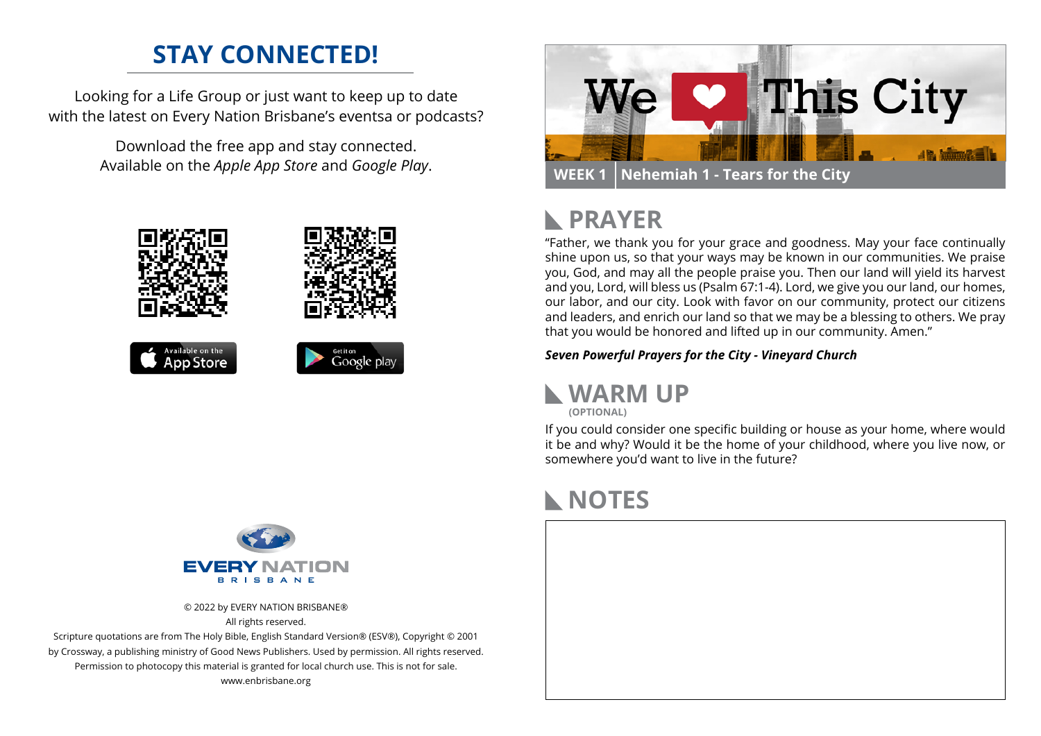## STAY CONNECTED!

Looking for a Life Group or just want to keep up to date with the latest on Every Nation Brisbane's eventsa or podcasts?

Download the free app and stay connected. Available on the *Apple App Store* and *Google Play*.

Available on the App Store

Get it on Google play

EVERY NATION BRISBANE

© 2022 by EVERY NATION BRISBANE®
All rights reserved.
Scripture quotations are from The Holy Bible, English Standard Version® (ESV®), Copyright © 2001 by Crossway, a publishing ministry of Good News Publishers. Used by permission. All rights reserved.
Permission to photocopy this material is granted for local church use. This is not for sale.
www.enbrisbane.org

# We ❤ This City

**WEEK 1** | **Nehemiah 1 - Tears for the City**

## PRAYER

"Father, we thank you for your grace and goodness. May your face continually shine upon us, so that your ways may be known in our communities. We praise you, God, and may all the people praise you. Then our land will yield its harvest and you, Lord, will bless us (Psalm 67:1-4). Lord, we give you our land, our homes, our labor, and our city. Look with favor on our community, protect our citizens and leaders, and enrich our land so that we may be a blessing to others. We pray that you would be honored and lifted up in our community. Amen."

***Seven Powerful Prayers for the City - Vineyard Church***

## WARM UP

**(OPTIONAL)**

If you could consider one specific building or house as your home, where would it be and why? Would it be the home of your childhood, where you live now, or somewhere you'd want to live in the future?

## NOTES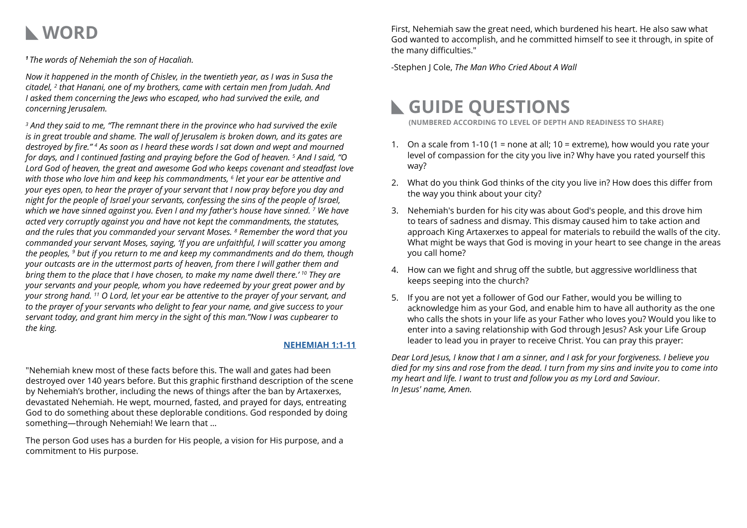## WORD

*[1] The words of Nehemiah the son of Hacaliah.*

*Now it happened in the month of Chislev, in the twentieth year, as I was in Susa the citadel, [2] that Hanani, one of my brothers, came with certain men from Judah. And I asked them concerning the Jews who escaped, who had survived the exile, and concerning Jerusalem.*

*[3] And they said to me, "The remnant there in the province who had survived the exile is in great trouble and shame. The wall of Jerusalem is broken down, and its gates are destroyed by fire." [4] As soon as I heard these words I sat down and wept and mourned for days, and I continued fasting and praying before the God of heaven. [5] And I said, "O Lord God of heaven, the great and awesome God who keeps covenant and steadfast love with those who love him and keep his commandments, [6] let your ear be attentive and your eyes open, to hear the prayer of your servant that I now pray before you day and night for the people of Israel your servants, confessing the sins of the people of Israel, which we have sinned against you. Even I and my father's house have sinned. [7] We have acted very corruptly against you and have not kept the commandments, the statutes, and the rules that you commanded your servant Moses. [8] Remember the word that you commanded your servant Moses, saying, 'If you are unfaithful, I will scatter you among the peoples, [9] but if you return to me and keep my commandments and do them, though your outcasts are in the uttermost parts of heaven, from there I will gather them and bring them to the place that I have chosen, to make my name dwell there.' [10] They are your servants and your people, whom you have redeemed by your great power and by your strong hand. [11] O Lord, let your ear be attentive to the prayer of your servant, and to the prayer of your servants who delight to fear your name, and give success to your servant today, and grant him mercy in the sight of this man."Now I was cupbearer to the king.*

**NEHEMIAH 1:1-11**

"Nehemiah knew most of these facts before this. The wall and gates had been destroyed over 140 years before. But this graphic firsthand description of the scene by Nehemiah's brother, including the news of things after the ban by Artaxerxes, devastated Nehemiah. He wept, mourned, fasted, and prayed for days, entreating God to do something about these deplorable conditions. God responded by doing something—through Nehemiah! We learn that ...

The person God uses has a burden for His people, a vision for His purpose, and a commitment to His purpose.

First, Nehemiah saw the great need, which burdened his heart. He also saw what God wanted to accomplish, and he committed himself to see it through, in spite of the many difficulties."

-Stephen J Cole, *The Man Who Cried About A Wall*

## GUIDE QUESTIONS

**(NUMBERED ACCORDING TO LEVEL OF DEPTH AND READINESS TO SHARE)**

1. On a scale from 1-10 (1 = none at all; 10 = extreme), how would you rate your level of compassion for the city you live in? Why have you rated yourself this way?
2. What do you think God thinks of the city you live in? How does this differ from the way you think about your city?
3. Nehemiah's burden for his city was about God's people, and this drove him to tears of sadness and dismay. This dismay caused him to take action and approach King Artaxerxes to appeal for materials to rebuild the walls of the city. What might be ways that God is moving in your heart to see change in the areas you call home?
4. How can we fight and shrug off the subtle, but aggressive worldliness that keeps seeping into the church?
5. If you are not yet a follower of God our Father, would you be willing to acknowledge him as your God, and enable him to have all authority as the one who calls the shots in your life as your Father who loves you? Would you like to enter into a saving relationship with God through Jesus? Ask your Life Group leader to lead you in prayer to receive Christ. You can pray this prayer:

*Dear Lord Jesus, I know that I am a sinner, and I ask for your forgiveness. I believe you died for my sins and rose from the dead. I turn from my sins and invite you to come into my heart and life. I want to trust and follow you as my Lord and Saviour.*
*In Jesus' name, Amen.*